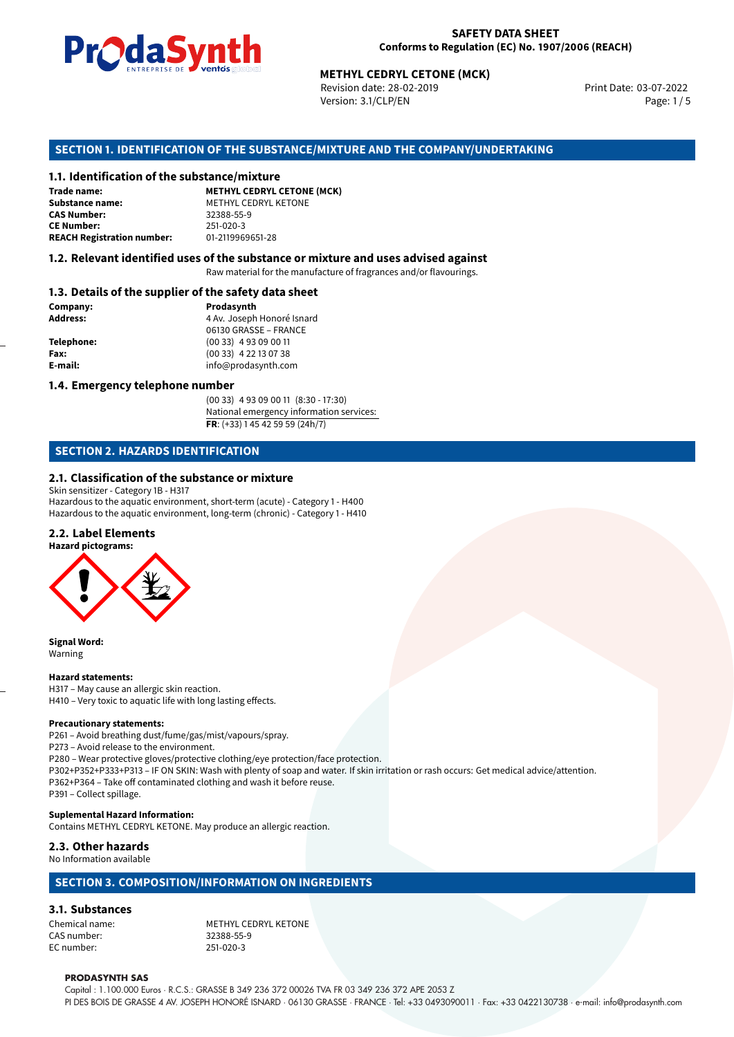**SAFETY DATA SHEET**
**Conforms to Regulation (EC) No. 1907/2006 (REACH)**

**METHYL CEDRYL CETONE (MCK)**
Revision date: 28-02-2019
Version: 3.1/CLP/EN
Print Date: 03-07-2022

## SECTION 1. IDENTIFICATION OF THE SUBSTANCE/MIXTURE AND THE COMPANY/UNDERTAKING

### 1.1. Identification of the substance/mixture

**Trade name:** **METHYL CEDRYL CETONE (MCK)**
**Substance name:** METHYL CEDRYL KETONE
**CAS Number:** 32388-55-9
**CE Number:** 251-020-3
**REACH Registration number:** 01-2119969651-28

### 1.2. Relevant identified uses of the substance or mixture and uses advised against

Raw material for the manufacture of fragrances and/or flavourings.

### 1.3. Details of the supplier of the safety data sheet

**Company:** **Prodasynth**
**Address:** 4 Av. Joseph Honoré Isnard
06130 GRASSE – FRANCE
**Telephone:** (00 33) 4 93 09 00 11
**Fax:** (00 33) 4 22 13 07 38
**E-mail:** info@prodasynth.com

### 1.4. Emergency telephone number

(00 33) 4 93 09 00 11 (8:30 - 17:30)
National emergency information services:
**FR**: (+33) 1 45 42 59 59 (24h/7)

## SECTION 2. HAZARDS IDENTIFICATION

### 2.1. Classification of the substance or mixture

Skin sensitizer - Category 1B - H317
Hazardous to the aquatic environment, short-term (acute) - Category 1 - H400
Hazardous to the aquatic environment, long-term (chronic) - Category 1 - H410

### 2.2. Label Elements

**Hazard pictograms:**

**Signal Word:**
Warning

**Hazard statements:**
H317 – May cause an allergic skin reaction.
H410 – Very toxic to aquatic life with long lasting effects.

**Precautionary statements:**
P261 – Avoid breathing dust/fume/gas/mist/vapours/spray.
P273 – Avoid release to the environment.
P280 – Wear protective gloves/protective clothing/eye protection/face protection.
P302+P352+P333+P313 – IF ON SKIN: Wash with plenty of soap and water. If skin irritation or rash occurs: Get medical advice/attention.
P362+P364 – Take off contaminated clothing and wash it before reuse.
P391 – Collect spillage.

**Suplemental Hazard Information:**
Contains METHYL CEDRYL KETONE. May produce an allergic reaction.

### 2.3. Other hazards

No Information available

## SECTION 3. COMPOSITION/INFORMATION ON INGREDIENTS

### 3.1. Substances

Chemical name: METHYL CEDRYL KETONE
CAS number: 32388-55-9
EC number: 251-020-3

**PRODASYNTH SAS**
Capital : 1.100.000 Euros · R.C.S.: GRASSE B 349 236 372 00026 TVA FR 03 349 236 372 APE 2053 Z
PI DES BOIS DE GRASSE 4 AV. JOSEPH HONORÉ ISNARD · 06130 GRASSE · FRANCE · Tel: +33 0493090011 · Fax: +33 0422130738 · e-mail: info@prodasynth.com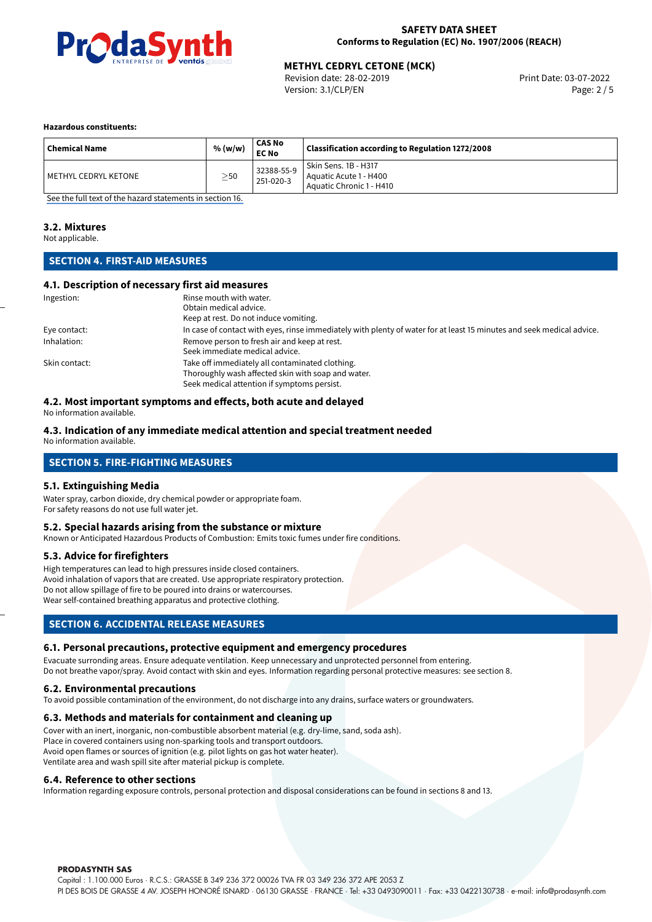**Hazardous constituents:**

| Chemical Name | % (w/w) | CAS No EC No | Classification according to Regulation 1272/2008 |
|---|---|---|---|
| METHYL CEDRYL KETONE | ≥50 | 32388-55-9 251-020-3 | Skin Sens. 1B - H317 Aquatic Acute 1 - H400 Aquatic Chronic 1 - H410 |

See the full text of the hazard statements in section 16.

### 3.2. Mixtures

Not applicable.

## SECTION 4. FIRST-AID MEASURES

### 4.1. Description of necessary first aid measures

Ingestion: Rinse mouth with water.
Obtain medical advice.
Keep at rest. Do not induce vomiting.

Eye contact: In case of contact with eyes, rinse immediately with plenty of water for at least 15 minutes and seek medical advice.

Inhalation: Remove person to fresh air and keep at rest.
Seek immediate medical advice.

Skin contact: Take off immediately all contaminated clothing.
Thoroughly wash affected skin with soap and water.
Seek medical attention if symptoms persist.

### 4.2. Most important symptoms and effects, both acute and delayed

No information available.

### 4.3. Indication of any immediate medical attention and special treatment needed

No information available.

## SECTION 5. FIRE-FIGHTING MEASURES

### 5.1. Extinguishing Media

Water spray, carbon dioxide, dry chemical powder or appropriate foam.
For safety reasons do not use full water jet.

### 5.2. Special hazards arising from the substance or mixture

Known or Anticipated Hazardous Products of Combustion: Emits toxic fumes under fire conditions.

### 5.3. Advice for firefighters

High temperatures can lead to high pressures inside closed containers.
Avoid inhalation of vapors that are created. Use appropriate respiratory protection.
Do not allow spillage of fire to be poured into drains or watercourses.
Wear self-contained breathing apparatus and protective clothing.

## SECTION 6. ACCIDENTAL RELEASE MEASURES

### 6.1. Personal precautions, protective equipment and emergency procedures

Evacuate surronding areas. Ensure adequate ventilation. Keep unnecessary and unprotected personnel from entering.
Do not breathe vapor/spray. Avoid contact with skin and eyes. Information regarding personal protective measures: see section 8.

### 6.2. Environmental precautions

To avoid possible contamination of the environment, do not discharge into any drains, surface waters or groundwaters.

### 6.3. Methods and materials for containment and cleaning up

Cover with an inert, inorganic, non-combustible absorbent material (e.g. dry-lime, sand, soda ash).
Place in covered containers using non-sparking tools and transport outdoors.
Avoid open flames or sources of ignition (e.g. pilot lights on gas hot water heater).
Ventilate area and wash spill site after material pickup is complete.

### 6.4. Reference to other sections

Information regarding exposure controls, personal protection and disposal considerations can be found in sections 8 and 13.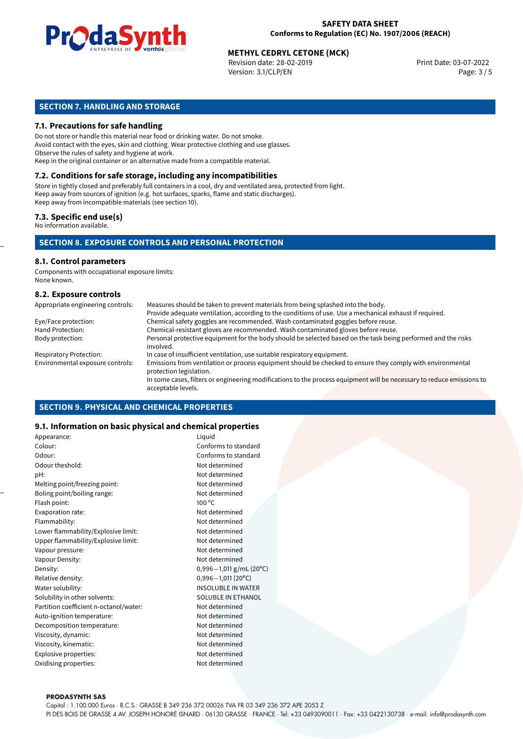## SECTION 7. HANDLING AND STORAGE

### 7.1. Precautions for safe handling

Do not store or handle this material near food or drinking water. Do not smoke.
Avoid contact with the eyes, skin and clothing. Wear protective clothing and use glasses.
Observe the rules of safety and hygiene at work.
Keep in the original container or an alternative made from a compatible material.

### 7.2. Conditions for safe storage, including any incompatibilities

Store in tightly closed and preferably full containers in a cool, dry and ventilated area, protected from light.
Keep away from sources of ignition (e.g. hot surfaces, sparks, flame and static discharges).
Keep away from incompatible materials (see section 10).

### 7.3. Specific end use(s)

No information available.

## SECTION 8. EXPOSURE CONTROLS AND PERSONAL PROTECTION

### 8.1. Control parameters

Components with occupational exposure limits:
None known.

### 8.2. Exposure controls

| | |
|---|---|
| Appropriate engineering controls: | Measures should be taken to prevent materials from being splashed into the body. Provide adequate ventilation, according to the conditions of use. Use a mechanical exhaust if required. |
| Eye/Face protection: | Chemical safety goggles are recommended. Wash contaminated goggles before reuse. |
| Hand Protection: | Chemical-resistant gloves are recommended. Wash contaminated gloves before reuse. |
| Body protection: | Personal protective equipment for the body should be selected based on the task being performed and the risks involved. |
| Respiratory Protection: | In case of insufficient ventilation, use suitable respiratory equipment. |
| Environmental exposure controls: | Emissions from ventilation or process equipment should be checked to ensure they comply with environmental protection legislation. In some cases, filters or engineering modifications to the process equipment will be necessary to reduce emissions to acceptable levels. |

## SECTION 9. PHYSICAL AND CHEMICAL PROPERTIES

### 9.1. Information on basic physical and chemical properties

| | |
|---|---|
| Appearance: | Liquid |
| Colour: | Conforms to standard |
| Odour: | Conforms to standard |
| Odour theshold: | Not determined |
| pH: | Not determined |
| Melting point/freezing point: | Not determined |
| Boling point/boiling range: | Not determined |
| Flash point: | 100 °C |
| Evaporation rate: | Not determined |
| Flammability: | Not determined |
| Lower flammability/Explosive limit: | Not determined |
| Upper flammability/Explosive limit: | Not determined |
| Vapour pressure: | Not determined |
| Vapour Density: | Not determined |
| Density: | 0,996−1,011 g/mL (20°C) |
| Relative density: | 0,996−1,011 (20°C) |
| Water solubility: | INSOLUBLE IN WATER |
| Solubility in other solvents: | SOLUBLE IN ETHANOL |
| Partition coefficient n-octanol/water: | Not determined |
| Auto-ignition temperature: | Not determined |
| Decomposition temperature: | Not determined |
| Viscosity, dynamic: | Not determined |
| Viscosity, kinematic: | Not determined |
| Explosive properties: | Not determined |
| Oxidising properties: | Not determined |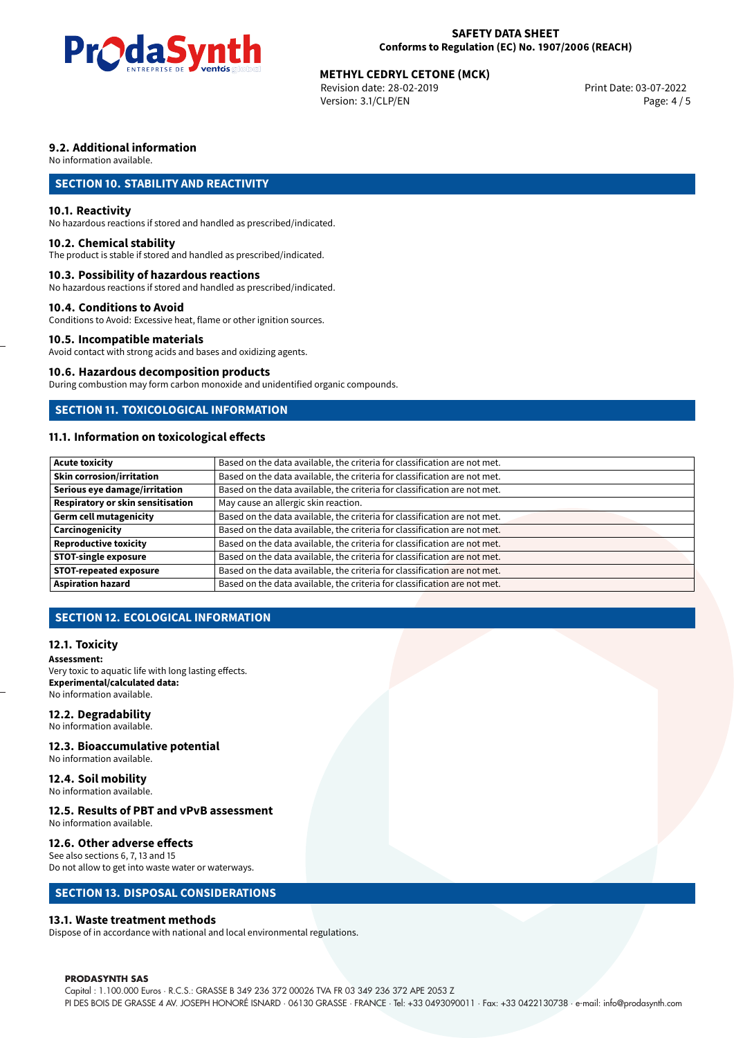### 9.2. Additional information

No information available.

## SECTION 10. STABILITY AND REACTIVITY

### 10.1. Reactivity

No hazardous reactions if stored and handled as prescribed/indicated.

### 10.2. Chemical stability

The product is stable if stored and handled as prescribed/indicated.

### 10.3. Possibility of hazardous reactions

No hazardous reactions if stored and handled as prescribed/indicated.

### 10.4. Conditions to Avoid

Conditions to Avoid: Excessive heat, flame or other ignition sources.

### 10.5. Incompatible materials

Avoid contact with strong acids and bases and oxidizing agents.

### 10.6. Hazardous decomposition products

During combustion may form carbon monoxide and unidentified organic compounds.

## SECTION 11. TOXICOLOGICAL INFORMATION

### 11.1. Information on toxicological effects

| | |
|---|---|
| **Acute toxicity** | Based on the data available, the criteria for classification are not met. |
| **Skin corrosion/irritation** | Based on the data available, the criteria for classification are not met. |
| **Serious eye damage/irritation** | Based on the data available, the criteria for classification are not met. |
| **Respiratory or skin sensitisation** | May cause an allergic skin reaction. |
| **Germ cell mutagenicity** | Based on the data available, the criteria for classification are not met. |
| **Carcinogenicity** | Based on the data available, the criteria for classification are not met. |
| **Reproductive toxicity** | Based on the data available, the criteria for classification are not met. |
| **STOT-single exposure** | Based on the data available, the criteria for classification are not met. |
| **STOT-repeated exposure** | Based on the data available, the criteria for classification are not met. |
| **Aspiration hazard** | Based on the data available, the criteria for classification are not met. |

## SECTION 12. ECOLOGICAL INFORMATION

### 12.1. Toxicity

**Assessment:**
Very toxic to aquatic life with long lasting effects.
**Experimental/calculated data:**
No information available.

### 12.2. Degradability

No information available.

### 12.3. Bioaccumulative potential

No information available.

### 12.4. Soil mobility

No information available.

### 12.5. Results of PBT and vPvB assessment

No information available.

### 12.6. Other adverse effects

See also sections 6, 7, 13 and 15
Do not allow to get into waste water or waterways.

## SECTION 13. DISPOSAL CONSIDERATIONS

### 13.1. Waste treatment methods

Dispose of in accordance with national and local environmental regulations.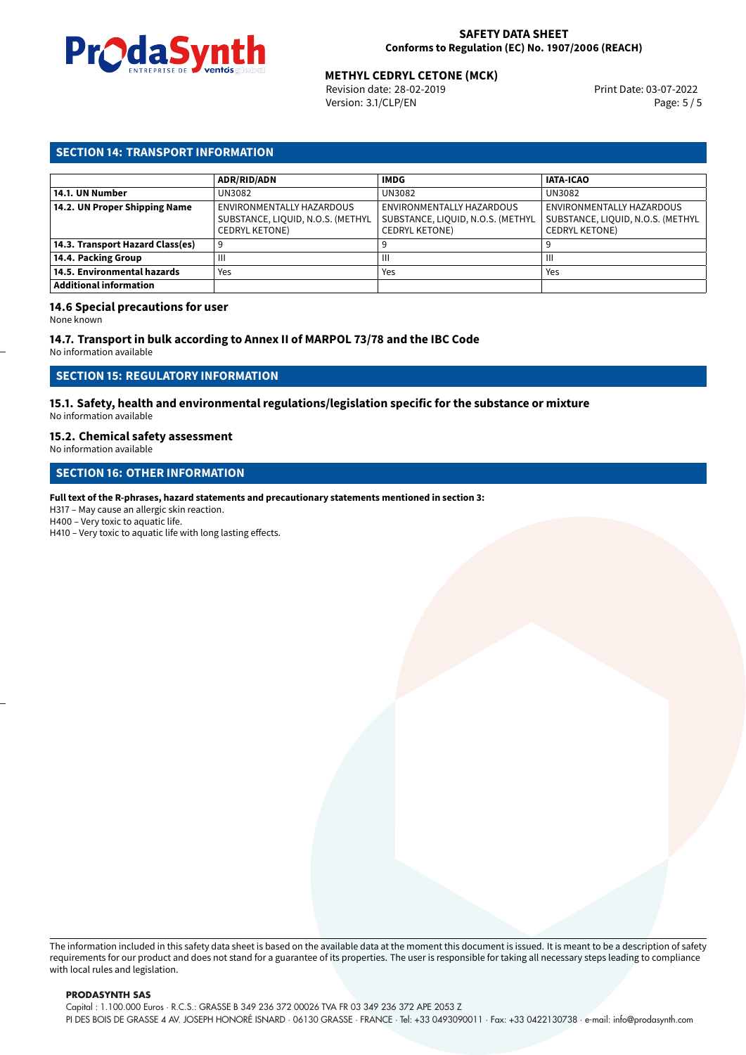## SECTION 14: TRANSPORT INFORMATION

| | ADR/RID/ADN | IMDG | IATA-ICAO |
|---|---|---|---|
| 14.1. UN Number | UN3082 | UN3082 | UN3082 |
| 14.2. UN Proper Shipping Name | ENVIRONMENTALLY HAZARDOUS SUBSTANCE, LIQUID, N.O.S. (METHYL CEDRYL KETONE) | ENVIRONMENTALLY HAZARDOUS SUBSTANCE, LIQUID, N.O.S. (METHYL CEDRYL KETONE) | ENVIRONMENTALLY HAZARDOUS SUBSTANCE, LIQUID, N.O.S. (METHYL CEDRYL KETONE) |
| 14.3. Transport Hazard Class(es) | 9 | 9 | 9 |
| 14.4. Packing Group | III | III | III |
| 14.5. Environmental hazards | Yes | Yes | Yes |
| Additional information | | | |

### 14.6 Special precautions for user

None known

### 14.7. Transport in bulk according to Annex II of MARPOL 73/78 and the IBC Code

No information available

## SECTION 15: REGULATORY INFORMATION

### 15.1. Safety, health and environmental regulations/legislation specific for the substance or mixture

No information available

### 15.2. Chemical safety assessment

No information available

## SECTION 16: OTHER INFORMATION

**Full text of the R-phrases, hazard statements and precautionary statements mentioned in section 3:**

H317 – May cause an allergic skin reaction.
H400 – Very toxic to aquatic life.
H410 – Very toxic to aquatic life with long lasting effects.

The information included in this safety data sheet is based on the available data at the moment this document is issued. It is meant to be a description of safety requirements for our product and does not stand for a guarantee of its properties. The user is responsible for taking all necessary steps leading to compliance with local rules and legislation.

**PRODASYNTH SAS**
Capital : 1.100.000 Euros · R.C.S.: GRASSE B 349 236 372 00026 TVA FR 03 349 236 372 APE 2053 Z
PI DES BOIS DE GRASSE 4 AV. JOSEPH HONORÉ ISNARD · 06130 GRASSE · FRANCE · Tel: +33 0493090011 · Fax: +33 0422130738 · e-mail: info@prodasynth.com